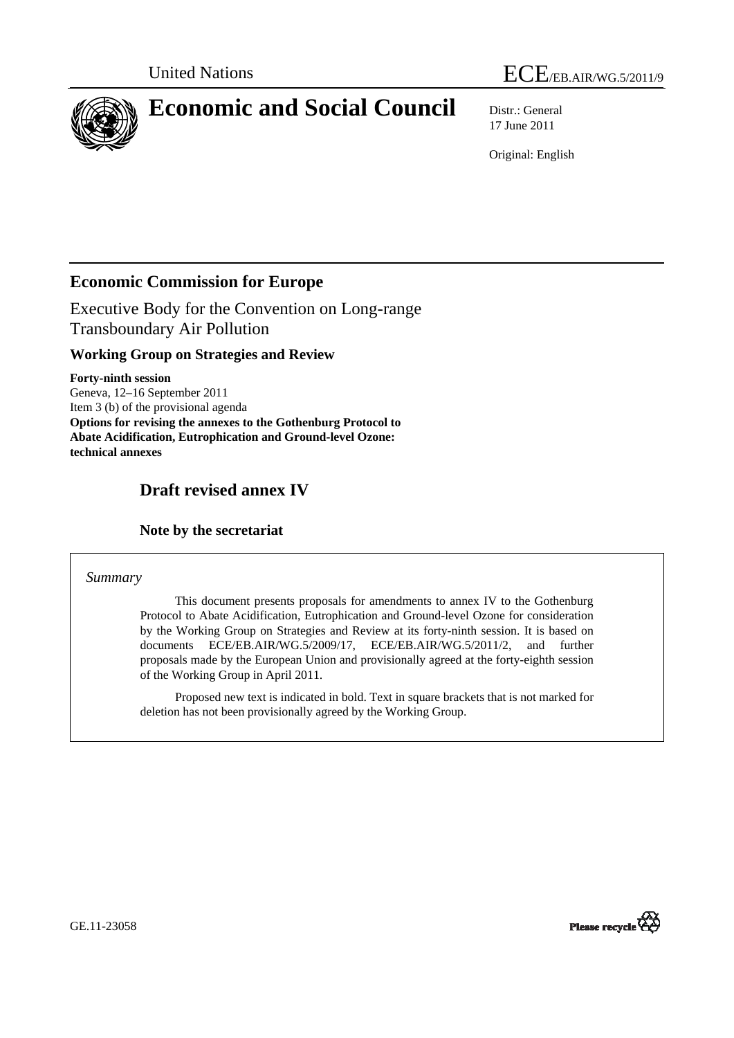United Nations

ECE/EB.AIR/WG.5/2011/9

# Economic and Social Council

Distr.: General
17 June 2011

Original: English

## Economic Commission for Europe

Executive Body for the Convention on Long-range Transboundary Air Pollution

### Working Group on Strategies and Review

**Forty-ninth session**
Geneva, 12–16 September 2011
Item 3 (b) of the provisional agenda
**Options for revising the annexes to the Gothenburg Protocol to Abate Acidification, Eutrophication and Ground-level Ozone: technical annexes**

## Draft revised annex IV

### Note by the secretariat

*Summary*

This document presents proposals for amendments to annex IV to the Gothenburg Protocol to Abate Acidification, Eutrophication and Ground-level Ozone for consideration by the Working Group on Strategies and Review at its forty-ninth session. It is based on documents ECE/EB.AIR/WG.5/2009/17, ECE/EB.AIR/WG.5/2011/2, and further proposals made by the European Union and provisionally agreed at the forty-eighth session of the Working Group in April 2011.

Proposed new text is indicated in bold. Text in square brackets that is not marked for deletion has not been provisionally agreed by the Working Group.

GE.11-23058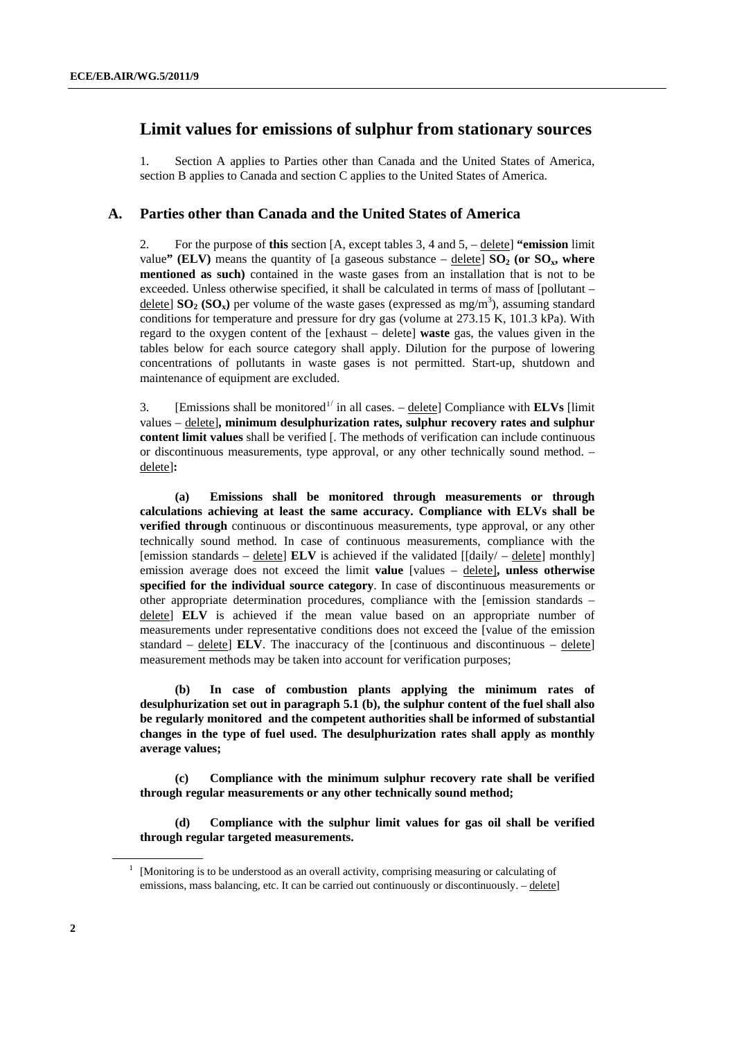## Limit values for emissions of sulphur from stationary sources

1. Section A applies to Parties other than Canada and the United States of America, section B applies to Canada and section C applies to the United States of America.

### A. Parties other than Canada and the United States of America

2. For the purpose of **this** section [A, except tables 3, 4 and 5, – delete] **"emission** limit value**" (ELV)** means the quantity of [a gaseous substance – delete] **$SO_2$ (or $SO_x$, where mentioned as such)** contained in the waste gases from an installation that is not to be exceeded. Unless otherwise specified, it shall be calculated in terms of mass of [pollutant – delete] **$SO_2$ ($SO_x$)** per volume of the waste gases (expressed as mg/m$^3$), assuming standard conditions for temperature and pressure for dry gas (volume at 273.15 K, 101.3 kPa). With regard to the oxygen content of the [exhaust – delete] **waste** gas, the values given in the tables below for each source category shall apply. Dilution for the purpose of lowering concentrations of pollutants in waste gases is not permitted. Start-up, shutdown and maintenance of equipment are excluded.

3. [Emissions shall be monitored[1/] in all cases. – delete] Compliance with **ELVs** [limit values – delete]**, minimum desulphurization rates, sulphur recovery rates and sulphur content limit values** shall be verified [. The methods of verification can include continuous or discontinuous measurements, type approval, or any other technically sound method. – delete]**:**

**(a) Emissions shall be monitored through measurements or through calculations achieving at least the same accuracy. Compliance with ELVs shall be verified through** continuous or discontinuous measurements, type approval, or any other technically sound method. In case of continuous measurements, compliance with the [emission standards – delete] **ELV** is achieved if the validated [[daily/ – delete] monthly] emission average does not exceed the limit **value** [values – delete]**, unless otherwise specified for the individual source category**. In case of discontinuous measurements or other appropriate determination procedures, compliance with the [emission standards – delete] **ELV** is achieved if the mean value based on an appropriate number of measurements under representative conditions does not exceed the [value of the emission standard – delete] **ELV**. The inaccuracy of the [continuous and discontinuous – delete] measurement methods may be taken into account for verification purposes;

**(b) In case of combustion plants applying the minimum rates of desulphurization set out in paragraph 5.1 (b), the sulphur content of the fuel shall also be regularly monitored and the competent authorities shall be informed of substantial changes in the type of fuel used. The desulphurization rates shall apply as monthly average values;**

**(c) Compliance with the minimum sulphur recovery rate shall be verified through regular measurements or any other technically sound method;**

**(d) Compliance with the sulphur limit values for gas oil shall be verified through regular targeted measurements.**

---

[1] [Monitoring is to be understood as an overall activity, comprising measuring or calculating of emissions, mass balancing, etc. It can be carried out continuously or discontinuously. – delete]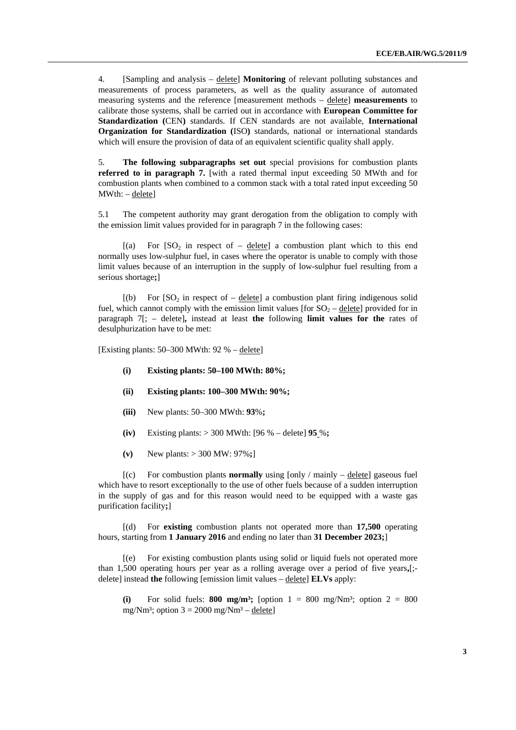4. [Sampling and analysis – delete] **Monitoring** of relevant polluting substances and measurements of process parameters, as well as the quality assurance of automated measuring systems and the reference [measurement methods – delete] **measurements** to calibrate those systems, shall be carried out in accordance with **European Committee for Standardization (**CEN**)** standards. If CEN standards are not available, **International Organization for Standardization (**ISO**)** standards, national or international standards which will ensure the provision of data of an equivalent scientific quality shall apply.

5. **The following subparagraphs set out** special provisions for combustion plants **referred to in paragraph 7.** [with a rated thermal input exceeding 50 MWth and for combustion plants when combined to a common stack with a total rated input exceeding 50 MWth: – delete]

5.1 The competent authority may grant derogation from the obligation to comply with the emission limit values provided for in paragraph 7 in the following cases:

[(a) For [$SO_2$ in respect of – delete] a combustion plant which to this end normally uses low-sulphur fuel, in cases where the operator is unable to comply with those limit values because of an interruption in the supply of low-sulphur fuel resulting from a serious shortage**;**]

[(b) For [$SO_2$ in respect of – delete] a combustion plant firing indigenous solid fuel, which cannot comply with the emission limit values [for $SO_2$ – delete] provided for in paragraph 7[; – delete]**,** instead at least **the** following **limit values for the** rates of desulphurization have to be met:

[Existing plants: 50–300 MWth: 92 % – delete]

**(i) Existing plants: 50–100 MWth: 80%;**

**(ii) Existing plants: 100–300 MWth: 90%;**

**(iii)** New plants: 50–300 MWth: **93**%**;**

**(iv)** Existing plants: > 300 MWth: [96 % – delete] **95** %**;**

**(v)** New plants: > 300 MW: 97%**;**]

[(c) For combustion plants **normally** using [only / mainly – delete] gaseous fuel which have to resort exceptionally to the use of other fuels because of a sudden interruption in the supply of gas and for this reason would need to be equipped with a waste gas purification facility**;**]

[(d) For **existing** combustion plants not operated more than **17,500** operating hours, starting from **1 January 2016** and ending no later than **31 December 2023;**]

[(e) For existing combustion plants using solid or liquid fuels not operated more than 1,500 operating hours per year as a rolling average over a period of five years**,**[;-delete] instead **the** following [emission limit values – delete] **ELVs** apply:

**(i)** For solid fuels: **800 mg/m³;** [option 1 = 800 mg/Nm³; option 2 = 800 mg/Nm³; option 3 = 2000 mg/Nm³ – delete]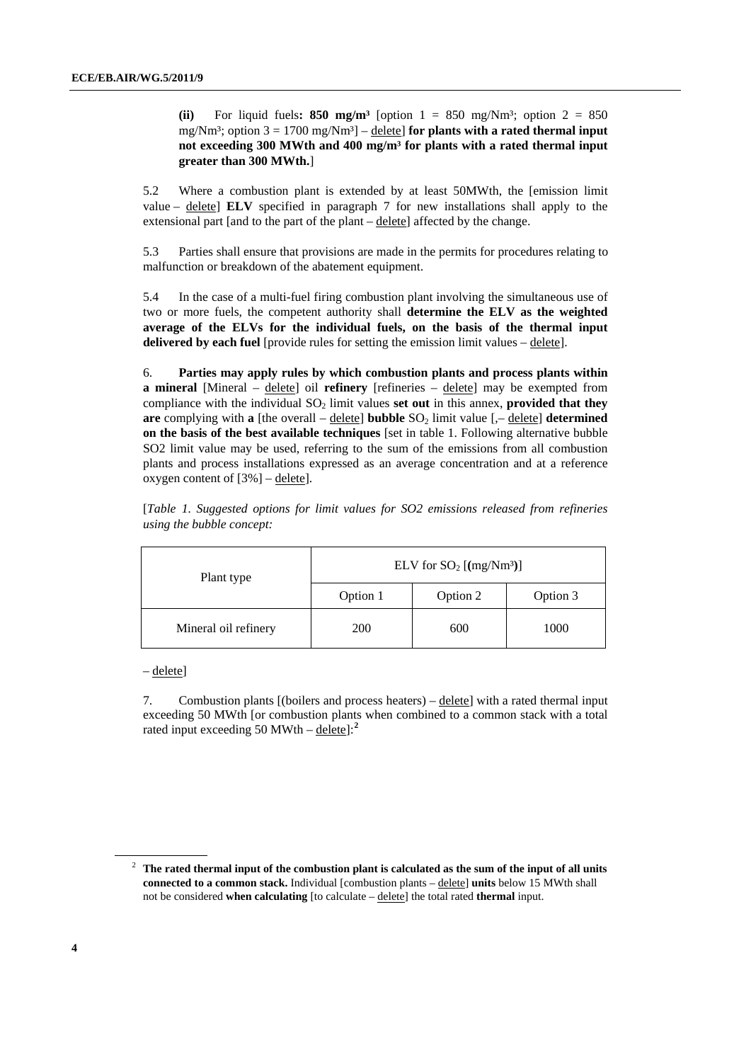**(ii)** For liquid fuels**: 850 mg/m³** [option 1 = 850 mg/Nm³; option 2 = 850 mg/Nm³; option 3 = 1700 mg/Nm³] – delete] **for plants with a rated thermal input not exceeding 300 MWth and 400 mg/m³ for plants with a rated thermal input greater than 300 MWth.**]

5.2 Where a combustion plant is extended by at least 50MWth, the [emission limit value – delete] **ELV** specified in paragraph 7 for new installations shall apply to the extensional part [and to the part of the plant – delete] affected by the change.

5.3 Parties shall ensure that provisions are made in the permits for procedures relating to malfunction or breakdown of the abatement equipment.

5.4 In the case of a multi-fuel firing combustion plant involving the simultaneous use of two or more fuels, the competent authority shall **determine the ELV as the weighted average of the ELVs for the individual fuels, on the basis of the thermal input delivered by each fuel** [provide rules for setting the emission limit values – delete].

6. **Parties may apply rules by which combustion plants and process plants within a mineral** [Mineral – delete] oil **refinery** [refineries – delete] may be exempted from compliance with the individual $SO_2$ limit values **set out** in this annex, **provided that they are** complying with **a** [the overall – delete] **bubble** $SO_2$ limit value [,– delete] **determined on the basis of the best available techniques** [set in table 1. Following alternative bubble SO2 limit value may be used, referring to the sum of the emissions from all combustion plants and process installations expressed as an average concentration and at a reference oxygen content of [3%] – delete].

[*Table 1. Suggested options for limit values for SO2 emissions released from refineries using the bubble concept:*

| Plant type | ELV for $SO_2$ [**(**mg/Nm³**)**] | | |
|---|---|---|---|
| | Option 1 | Option 2 | Option 3 |
| Mineral oil refinery | 200 | 600 | 1000 |

– delete]

7. Combustion plants [(boilers and process heaters) – delete] with a rated thermal input exceeding 50 MWth [or combustion plants when combined to a common stack with a total rated input exceeding 50 MWth – delete]:[2]

[2] **The rated thermal input of the combustion plant is calculated as the sum of the input of all units connected to a common stack.** Individual [combustion plants – delete] **units** below 15 MWth shall not be considered **when calculating** [to calculate – delete] the total rated **thermal** input.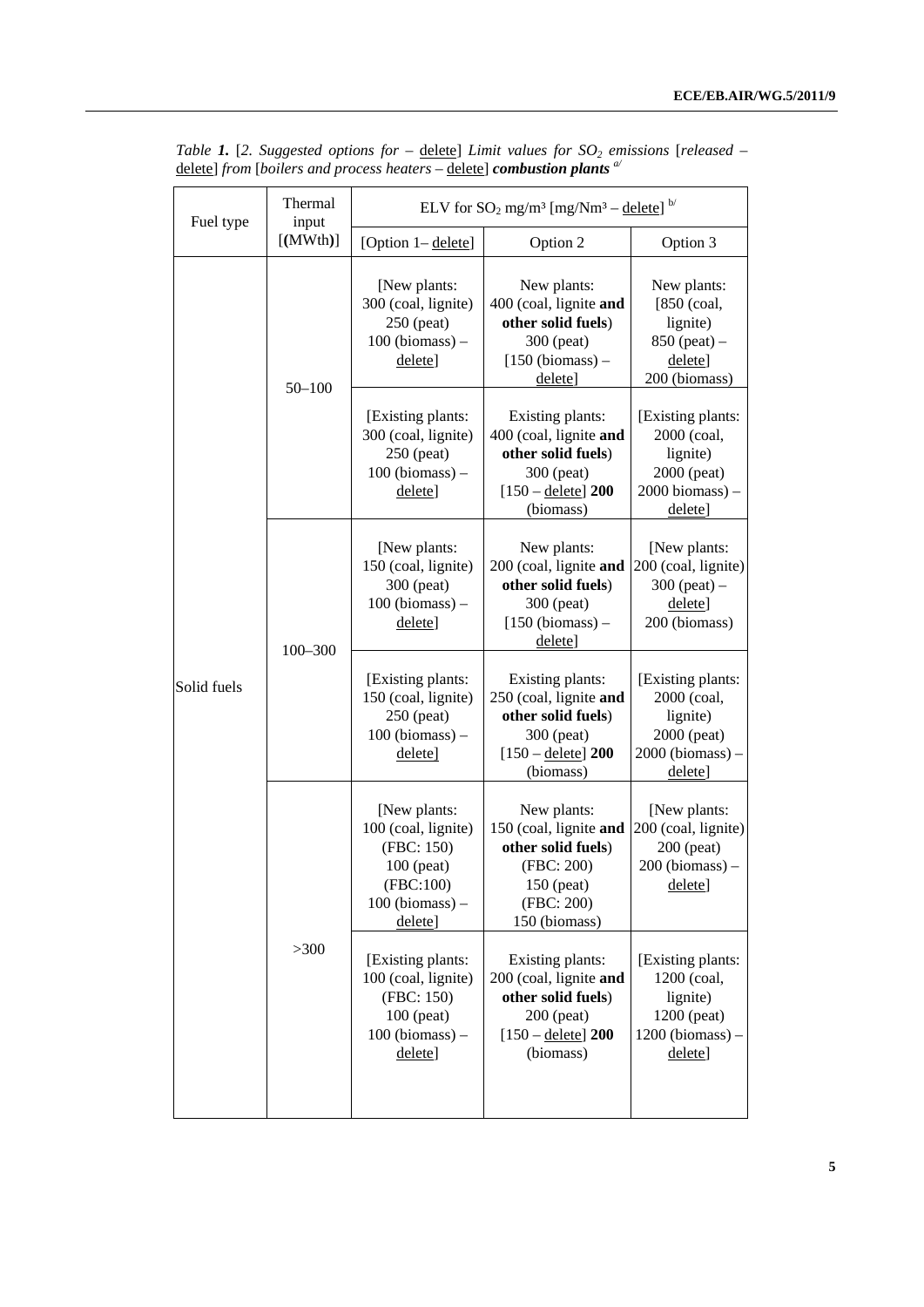*Table **1.*** [*2. Suggested options for* – delete] *Limit values for $SO_2$ emissions* [*released* – delete] *from* [*boilers and process heaters* – delete] ***combustion plants*** [a/]

| Fuel type | Thermal input [**(**MWth**)**] | ELV for $SO_2$ mg/m³ [mg/Nm³ – delete] [b/] | | |
|---|---|---|---|---|
| | | [Option 1– delete] | Option 2 | Option 3 |
| Solid fuels | 50–100 | [New plants: 300 (coal, lignite) 250 (peat) 100 (biomass) – delete] | New plants: 400 (coal, lignite **and other solid fuels**) 300 (peat) [150 (biomass) – delete] | New plants: [850 (coal, lignite) 850 (peat) – delete] 200 (biomass) |
| | | [Existing plants: 300 (coal, lignite) 250 (peat) 100 (biomass) – delete] | Existing plants: 400 (coal, lignite **and other solid fuels**) 300 (peat) [150 – delete] **200** (biomass) | [Existing plants: 2000 (coal, lignite) 2000 (peat) 2000 biomass) – delete] |
| | 100–300 | [New plants: 150 (coal, lignite) 300 (peat) 100 (biomass) – delete] | New plants: 200 (coal, lignite **and other solid fuels**) 300 (peat) [150 (biomass) – delete] | [New plants: 200 (coal, lignite) 300 (peat) – delete] 200 (biomass) |
| | | [Existing plants: 150 (coal, lignite) 250 (peat) 100 (biomass) – delete] | Existing plants: 250 (coal, lignite **and other solid fuels**) 300 (peat) [150 – delete] **200** (biomass) | [Existing plants: 2000 (coal, lignite) 2000 (peat) 2000 (biomass) – delete] |
| | >300 | [New plants: 100 (coal, lignite) (FBC: 150) 100 (peat) (FBC:100) 100 (biomass) – delete] | New plants: 150 (coal, lignite **and other solid fuels**) (FBC: 200) 150 (peat) (FBC: 200) 150 (biomass) | [New plants: 200 (coal, lignite) 200 (peat) 200 (biomass) – delete] |
| | | [Existing plants: 100 (coal, lignite) (FBC: 150) 100 (peat) 100 (biomass) – delete] | Existing plants: 200 (coal, lignite **and other solid fuels**) 200 (peat) [150 – delete] **200** (biomass) | [Existing plants: 1200 (coal, lignite) 1200 (peat) 1200 (biomass) – delete] |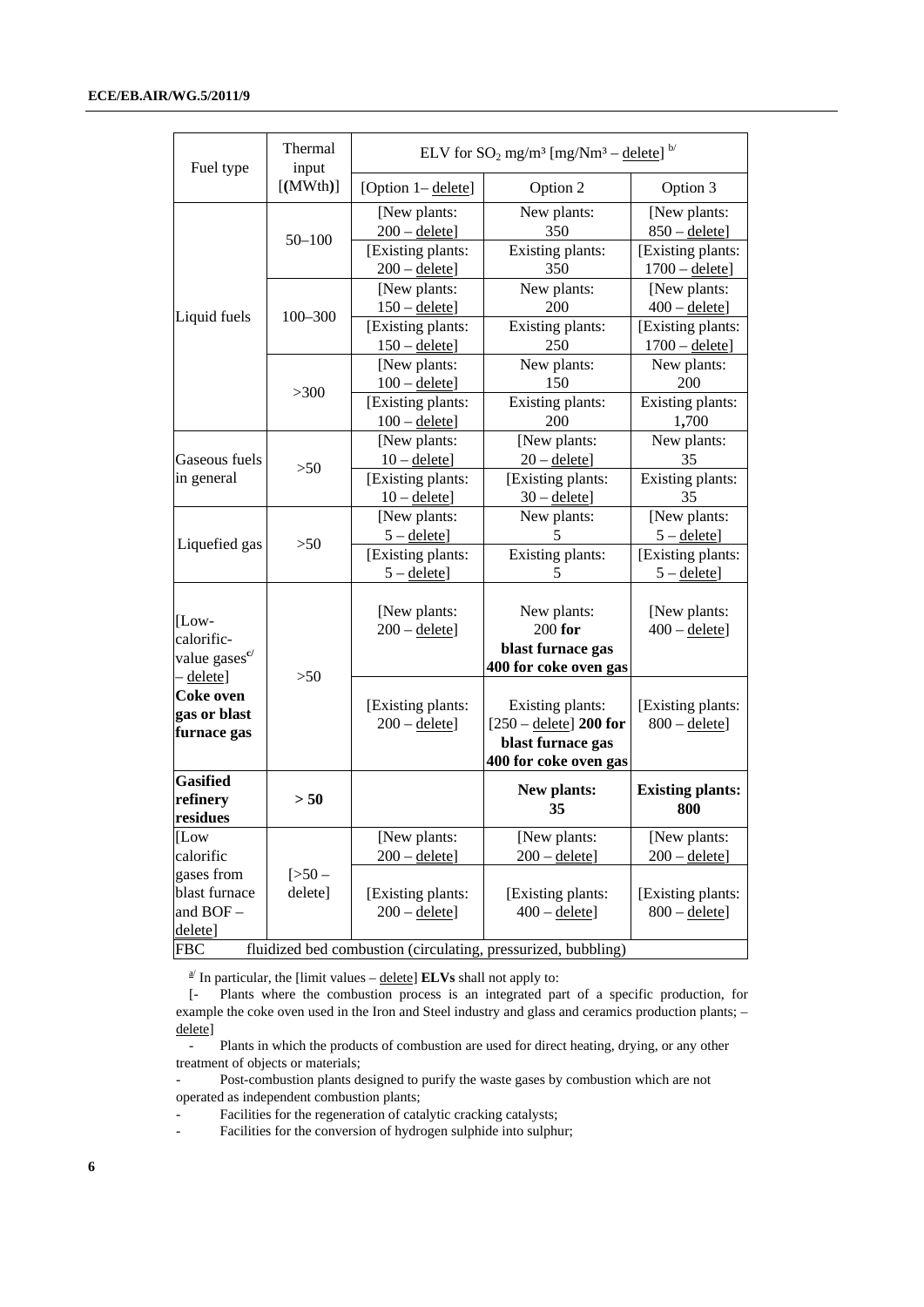| Fuel type | Thermal input [(MWth)] | ELV for $SO_2$ mg/m³ [mg/Nm³ – delete] [b] | | |
|---|---|---|---|---|
| | | [Option 1– delete] | Option 2 | Option 3 |
| Liquid fuels | 50–100 | [New plants: 200 – delete] | New plants: 350 | [New plants: 850 – delete] |
| | | [Existing plants: 200 – delete] | Existing plants: 350 | [Existing plants: 1700 – delete] |
| | 100–300 | [New plants: 150 – delete] | New plants: 200 | [New plants: 400 – delete] |
| | | [Existing plants: 150 – delete] | Existing plants: 250 | [Existing plants: 1700 – delete] |
| | >300 | [New plants: 100 – delete] | New plants: 150 | New plants: 200 |
| | | [Existing plants: 100 – delete] | Existing plants: 200 | Existing plants: 1,700 |
| Gaseous fuels in general | >50 | [New plants: 10 – delete] | [New plants: 20 – delete] | New plants: 35 |
| | | [Existing plants: 10 – delete] | [Existing plants: 30 – delete] | Existing plants: 35 |
| Liquefied gas | >50 | [New plants: 5 – delete] | New plants: 5 | [New plants: 5 – delete] |
| | | [Existing plants: 5 – delete] | Existing plants: 5 | [Existing plants: 5 – delete] |
| [Low-calorific-value gases[c] – delete] **Coke oven gas or blast furnace gas** | >50 | [New plants: 200 – delete] | New plants: 200 **for blast furnace gas 400 for coke oven gas** | [New plants: 400 – delete] |
| | | [Existing plants: 200 – delete] | Existing plants: [250 – delete] **200 for blast furnace gas 400 for coke oven gas** | [Existing plants: 800 – delete] |
| **Gasified refinery residues** | **> 50** | | **New plants: 35** | **Existing plants: 800** |
| [Low calorific gases from blast furnace and BOF – delete] | [>50 – delete] | [New plants: 200 – delete] | [New plants: 200 – delete] | [New plants: 200 – delete] |
| | | [Existing plants: 200 – delete] | [Existing plants: 400 – delete] | [Existing plants: 800 – delete] |
| FBC | fluidized bed combustion (circulating, pressurized, bubbling) | | | |

[a] In particular, the [limit values – delete] **ELVs** shall not apply to:

[- Plants where the combustion process is an integrated part of a specific production, for example the coke oven used in the Iron and Steel industry and glass and ceramics production plants; – delete]

- Plants in which the products of combustion are used for direct heating, drying, or any other treatment of objects or materials;
- Post-combustion plants designed to purify the waste gases by combustion which are not operated as independent combustion plants;
- Facilities for the regeneration of catalytic cracking catalysts;
- Facilities for the conversion of hydrogen sulphide into sulphur;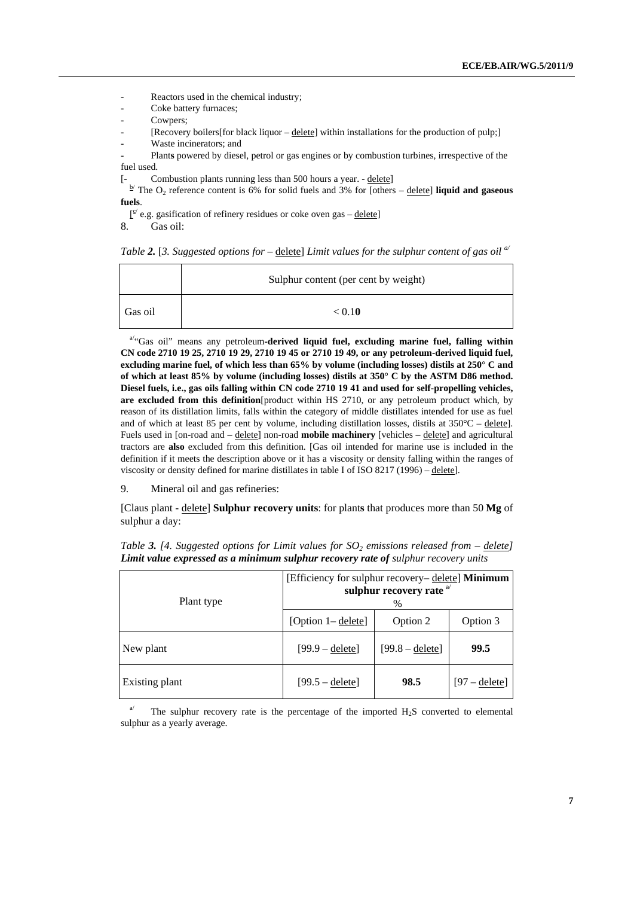- Reactors used in the chemical industry;
- Coke battery furnaces;
- Cowpers;
- [Recovery boilers[for black liquor – delete] within installations for the production of pulp;]
- Waste incinerators; and
- Plant**s** powered by diesel, petrol or gas engines or by combustion turbines, irrespective of the fuel used.

[- Combustion plants running less than 500 hours a year. - delete]

b/ The $O_2$ reference content is 6% for solid fuels and 3% for [others – delete] **liquid and gaseous fuels**.

[c/ e.g. gasification of refinery residues or coke oven gas – delete]

8. Gas oil:

*Table **2.** [3. Suggested options for –* delete*] Limit values for the sulphur content of gas oil* a/

| | Sulphur content (per cent by weight) |
|---|---|
| Gas oil | < 0.1**0** |

a/ "Gas oil" means any petroleum**-derived liquid fuel, excluding marine fuel, falling within CN code 2710 19 25, 2710 19 29, 2710 19 45 or 2710 19 49, or any petroleum-derived liquid fuel, excluding marine fuel, of which less than 65% by volume (including losses) distils at 250° C and of which at least 85% by volume (including losses) distils at 350° C by the ASTM D86 method. Diesel fuels, i.e., gas oils falling within CN code 2710 19 41 and used for self-propelling vehicles, are excluded from this definition**[product within HS 2710, or any petroleum product which, by reason of its distillation limits, falls within the category of middle distillates intended for use as fuel and of which at least 85 per cent by volume, including distillation losses, distils at 350°C – delete]. Fuels used in [on-road and – delete] non-road **mobile machinery** [vehicles – delete] and agricultural tractors are **also** excluded from this definition. [Gas oil intended for marine use is included in the definition if it meets the description above or it has a viscosity or density falling within the ranges of viscosity or density defined for marine distillates in table I of ISO 8217 (1996) – delete].

9. Mineral oil and gas refineries:

[Claus plant - delete] **Sulphur recovery units**: for plant**s** that produces more than 50 **Mg** of sulphur a day:

*Table **3.** [4. Suggested options for Limit values for $SO_2$ emissions released from – delete] **Limit value expressed as a minimum sulphur recovery rate of** sulphur recovery units*

| Plant type | [Efficiency for sulphur recovery– delete] **Minimum sulphur recovery rate** a/ % | | |
|---|---|---|---|
| | [Option 1– delete] | Option 2 | Option 3 |
| New plant | [99.9 – delete] | [99.8 – delete] | **99.5** |
| Existing plant | [99.5 – delete] | **98.5** | [97 – delete] |

a/ The sulphur recovery rate is the percentage of the imported $H_2S$ converted to elemental sulphur as a yearly average.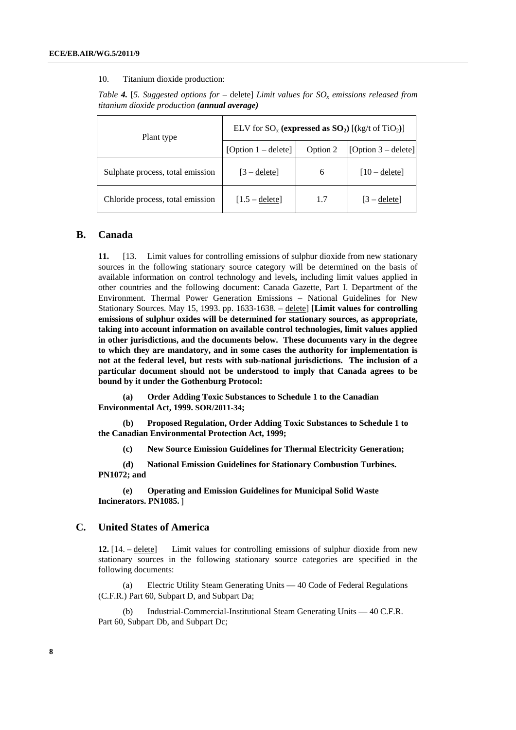10. Titanium dioxide production:

*Table **4.*** [*5. Suggested options for –* delete] *Limit values for $SO_x$ emissions released from titanium dioxide production* ***(annual average)***

| Plant type | ELV for $SO_x$ **(expressed as $SO_2$)** [**(**kg/t of $TiO_2$**)**] | | |
|---|---|---|---|
| | [Option 1 – delete] | Option 2 | [Option 3 – delete] |
| Sulphate process, total emission | [3 – delete] | 6 | [10 – delete] |
| Chloride process, total emission | [1.5 – delete] | 1.7 | [3 – delete] |

## B. Canada

**11.** [13. Limit values for controlling emissions of sulphur dioxide from new stationary sources in the following stationary source category will be determined on the basis of available information on control technology and levels**,** including limit values applied in other countries and the following document: Canada Gazette, Part I. Department of the Environment. Thermal Power Generation Emissions – National Guidelines for New Stationary Sources. May 15, 1993. pp. 1633-1638. – delete] [**Limit values for controlling emissions of sulphur oxides will be determined for stationary sources, as appropriate, taking into account information on available control technologies, limit values applied in other jurisdictions, and the documents below. These documents vary in the degree to which they are mandatory, and in some cases the authority for implementation is not at the federal level, but rests with sub-national jurisdictions. The inclusion of a particular document should not be understood to imply that Canada agrees to be bound by it under the Gothenburg Protocol:**

**(a) Order Adding Toxic Substances to Schedule 1 to the Canadian Environmental Act, 1999. SOR/2011-34;**

**(b) Proposed Regulation, Order Adding Toxic Substances to Schedule 1 to the Canadian Environmental Protection Act, 1999;**

**(c) New Source Emission Guidelines for Thermal Electricity Generation;**

**(d) National Emission Guidelines for Stationary Combustion Turbines. PN1072; and**

**(e) Operating and Emission Guidelines for Municipal Solid Waste Incinerators. PN1085.** ]

## C. United States of America

**12.** [14. – delete] Limit values for controlling emissions of sulphur dioxide from new stationary sources in the following stationary source categories are specified in the following documents:

(a) Electric Utility Steam Generating Units — 40 Code of Federal Regulations (C.F.R.) Part 60, Subpart D, and Subpart Da;

(b) Industrial-Commercial-Institutional Steam Generating Units — 40 C.F.R. Part 60, Subpart Db, and Subpart Dc;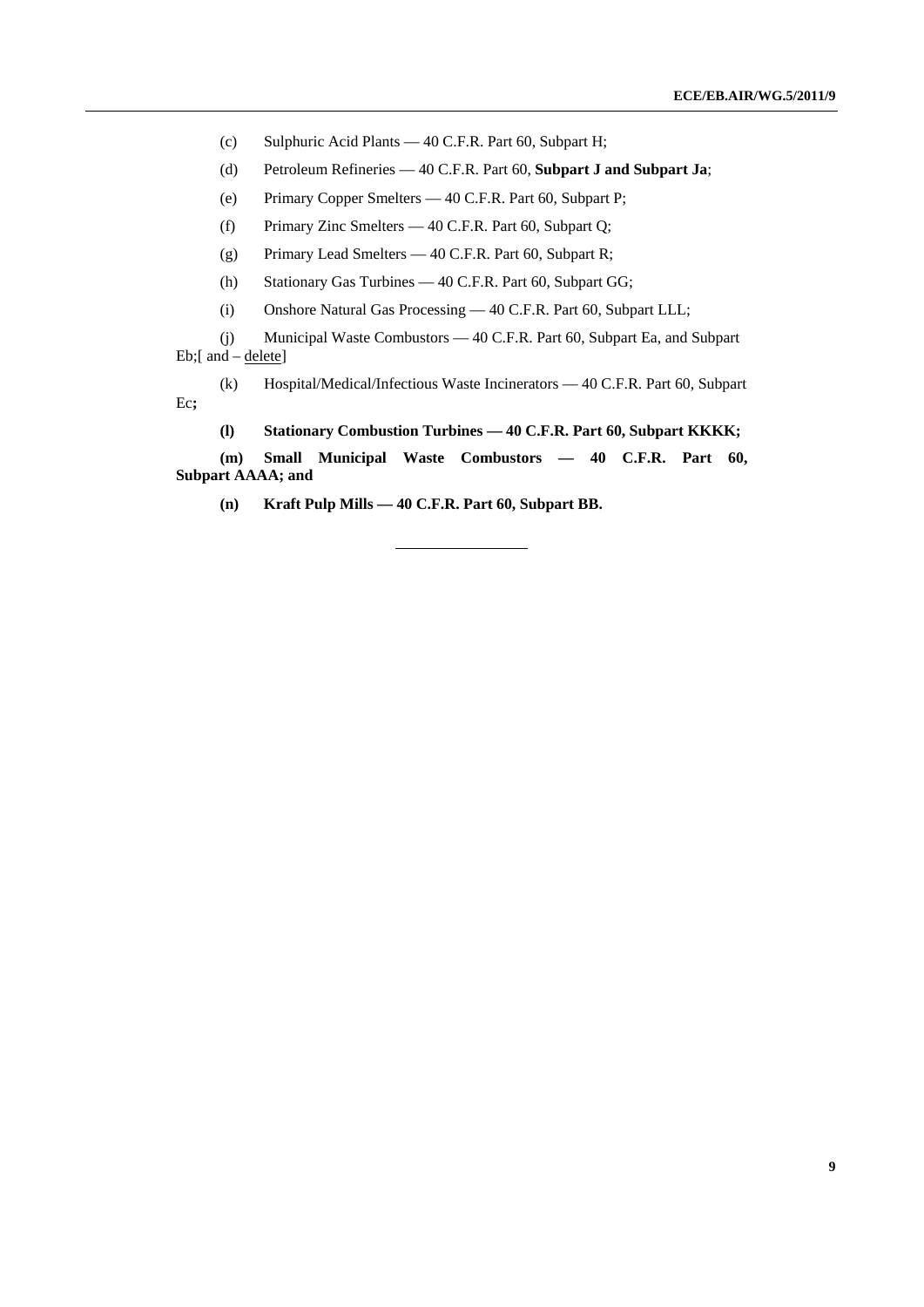(c) Sulphuric Acid Plants — 40 C.F.R. Part 60, Subpart H;

(d) Petroleum Refineries — 40 C.F.R. Part 60, **Subpart J and Subpart Ja**;

(e) Primary Copper Smelters — 40 C.F.R. Part 60, Subpart P;

(f) Primary Zinc Smelters — 40 C.F.R. Part 60, Subpart Q;

(g) Primary Lead Smelters — 40 C.F.R. Part 60, Subpart R;

(h) Stationary Gas Turbines — 40 C.F.R. Part 60, Subpart GG;

(i) Onshore Natural Gas Processing — 40 C.F.R. Part 60, Subpart LLL;

(j) Municipal Waste Combustors — 40 C.F.R. Part 60, Subpart Ea, and Subpart Eb;[ and – delete]

(k) Hospital/Medical/Infectious Waste Incinerators — 40 C.F.R. Part 60, Subpart Ec**;**

**(l) Stationary Combustion Turbines — 40 C.F.R. Part 60, Subpart KKKK;**

**(m) Small Municipal Waste Combustors — 40 C.F.R. Part 60, Subpart AAAA; and**

**(n) Kraft Pulp Mills — 40 C.F.R. Part 60, Subpart BB.**